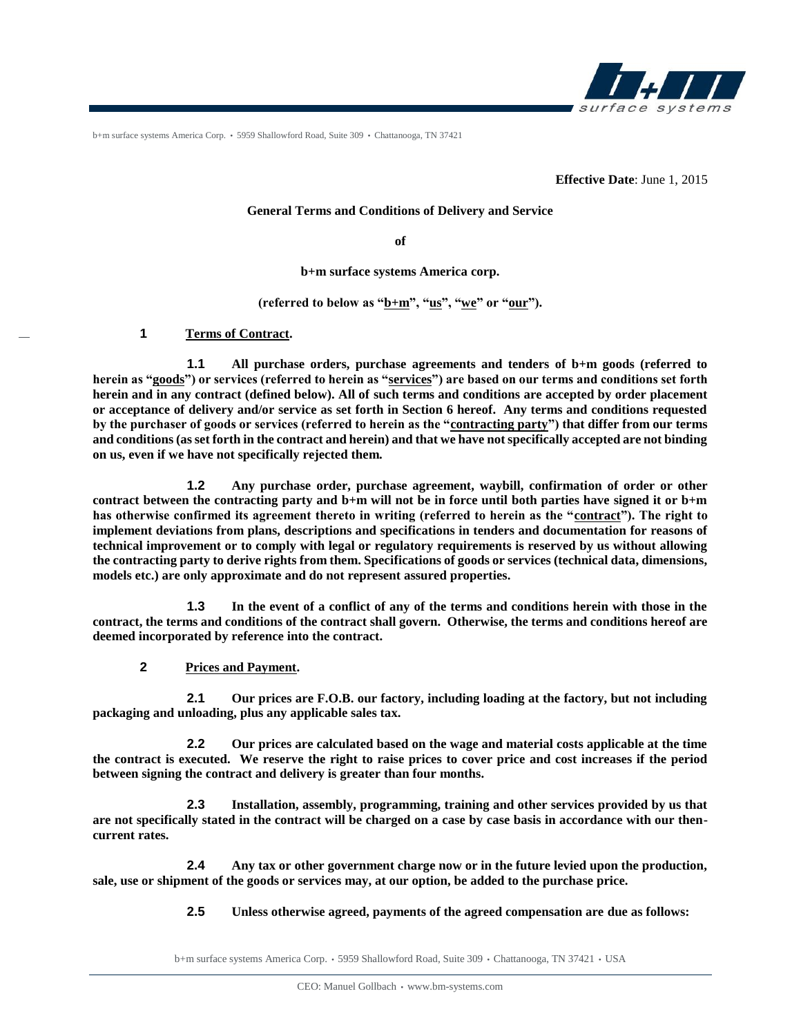**Effective Date**: June 1, 2015

**General Terms and Conditions of Delivery and Service**

**of**

**b+m surface systems America corp.**

**(referred to below as "b+m", "us", "we" or "our").**

**1 Terms of Contract.**

**1.1 All purchase orders, purchase agreements and tenders of b+m goods (referred to herein as "goods") or services (referred to herein as "services") are based on our terms and conditions set forth herein and in any contract (defined below). All of such terms and conditions are accepted by order placement or acceptance of delivery and/or service as set forth in Section 6 hereof. Any terms and conditions requested by the purchaser of goods or services (referred to herein as the "contracting party") that differ from our terms and conditions (as set forth in the contract and herein) and that we have not specifically accepted are not binding on us, even if we have not specifically rejected them.**

**1.2 Any purchase order, purchase agreement, waybill, confirmation of order or other contract between the contracting party and b+m will not be in force until both parties have signed it or b+m has otherwise confirmed its agreement thereto in writing (referred to herein as the "contract"). The right to implement deviations from plans, descriptions and specifications in tenders and documentation for reasons of technical improvement or to comply with legal or regulatory requirements is reserved by us without allowing the contracting party to derive rights from them. Specifications of goods or services (technical data, dimensions, models etc.) are only approximate and do not represent assured properties.**

**1.3 In the event of a conflict of any of the terms and conditions herein with those in the contract, the terms and conditions of the contract shall govern. Otherwise, the terms and conditions hereof are deemed incorporated by reference into the contract.**

**2 Prices and Payment.**

**2.1 Our prices are F.O.B. our factory, including loading at the factory, but not including packaging and unloading, plus any applicable sales tax.**

**2.2 Our prices are calculated based on the wage and material costs applicable at the time the contract is executed. We reserve the right to raise prices to cover price and cost increases if the period between signing the contract and delivery is greater than four months.**

**2.3 Installation, assembly, programming, training and other services provided by us that are not specifically stated in the contract will be charged on a case by case basis in accordance with our then-current rates.**

**2.4 Any tax or other government charge now or in the future levied upon the production, sale, use or shipment of the goods or services may, at our option, be added to the purchase price.**

**2.5 Unless otherwise agreed, payments of the agreed compensation are due as follows:**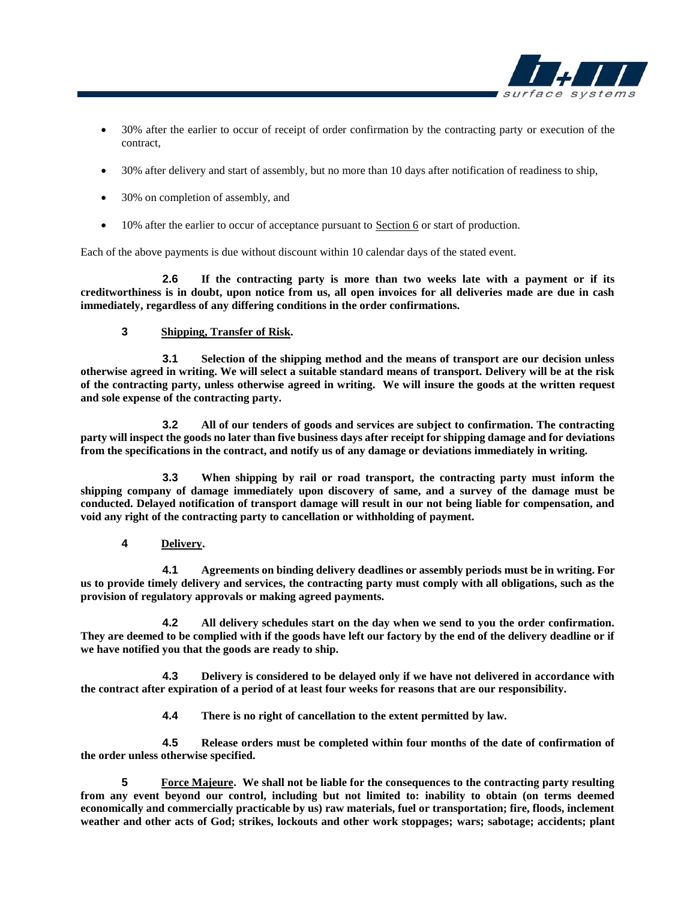- 30% after the earlier to occur of receipt of order confirmation by the contracting party or execution of the contract,
- 30% after delivery and start of assembly, but no more than 10 days after notification of readiness to ship,
- 30% on completion of assembly, and
- 10% after the earlier to occur of acceptance pursuant to Section 6 or start of production.

Each of the above payments is due without discount within 10 calendar days of the stated event.

**2.6 If the contracting party is more than two weeks late with a payment or if its creditworthiness is in doubt, upon notice from us, all open invoices for all deliveries made are due in cash immediately, regardless of any differing conditions in the order confirmations.**

**3 Shipping, Transfer of Risk.**

**3.1 Selection of the shipping method and the means of transport are our decision unless otherwise agreed in writing. We will select a suitable standard means of transport. Delivery will be at the risk of the contracting party, unless otherwise agreed in writing. We will insure the goods at the written request and sole expense of the contracting party.**

**3.2 All of our tenders of goods and services are subject to confirmation. The contracting party will inspect the goods no later than five business days after receipt for shipping damage and for deviations from the specifications in the contract, and notify us of any damage or deviations immediately in writing.**

**3.3 When shipping by rail or road transport, the contracting party must inform the shipping company of damage immediately upon discovery of same, and a survey of the damage must be conducted. Delayed notification of transport damage will result in our not being liable for compensation, and void any right of the contracting party to cancellation or withholding of payment.**

**4 Delivery.**

**4.1 Agreements on binding delivery deadlines or assembly periods must be in writing. For us to provide timely delivery and services, the contracting party must comply with all obligations, such as the provision of regulatory approvals or making agreed payments.**

**4.2 All delivery schedules start on the day when we send to you the order confirmation. They are deemed to be complied with if the goods have left our factory by the end of the delivery deadline or if we have notified you that the goods are ready to ship.**

**4.3 Delivery is considered to be delayed only if we have not delivered in accordance with the contract after expiration of a period of at least four weeks for reasons that are our responsibility.**

**4.4 There is no right of cancellation to the extent permitted by law.**

**4.5 Release orders must be completed within four months of the date of confirmation of the order unless otherwise specified.**

**5 Force Majeure. We shall not be liable for the consequences to the contracting party resulting from any event beyond our control, including but not limited to: inability to obtain (on terms deemed economically and commercially practicable by us) raw materials, fuel or transportation; fire, floods, inclement weather and other acts of God; strikes, lockouts and other work stoppages; wars; sabotage; accidents; plant**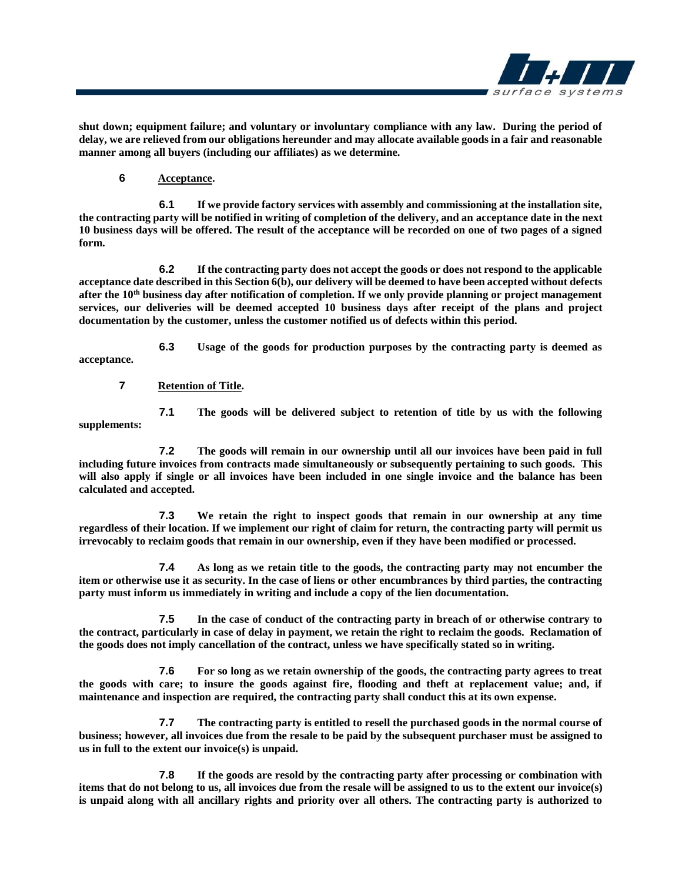**shut down; equipment failure; and voluntary or involuntary compliance with any law. During the period of delay, we are relieved from our obligations hereunder and may allocate available goods in a fair and reasonable manner among all buyers (including our affiliates) as we determine.**

## 6 Acceptance.

**6.1 If we provide factory services with assembly and commissioning at the installation site, the contracting party will be notified in writing of completion of the delivery, and an acceptance date in the next 10 business days will be offered. The result of the acceptance will be recorded on one of two pages of a signed form.**

**6.2 If the contracting party does not accept the goods or does not respond to the applicable acceptance date described in this Section 6(b), our delivery will be deemed to have been accepted without defects after the 10th business day after notification of completion. If we only provide planning or project management services, our deliveries will be deemed accepted 10 business days after receipt of the plans and project documentation by the customer, unless the customer notified us of defects within this period.**

**6.3 Usage of the goods for production purposes by the contracting party is deemed as acceptance.**

## 7 Retention of Title.

**7.1 The goods will be delivered subject to retention of title by us with the following supplements:**

**7.2 The goods will remain in our ownership until all our invoices have been paid in full including future invoices from contracts made simultaneously or subsequently pertaining to such goods. This will also apply if single or all invoices have been included in one single invoice and the balance has been calculated and accepted.**

**7.3 We retain the right to inspect goods that remain in our ownership at any time regardless of their location. If we implement our right of claim for return, the contracting party will permit us irrevocably to reclaim goods that remain in our ownership, even if they have been modified or processed.**

**7.4 As long as we retain title to the goods, the contracting party may not encumber the item or otherwise use it as security. In the case of liens or other encumbrances by third parties, the contracting party must inform us immediately in writing and include a copy of the lien documentation.**

**7.5 In the case of conduct of the contracting party in breach of or otherwise contrary to the contract, particularly in case of delay in payment, we retain the right to reclaim the goods. Reclamation of the goods does not imply cancellation of the contract, unless we have specifically stated so in writing.**

**7.6 For so long as we retain ownership of the goods, the contracting party agrees to treat the goods with care; to insure the goods against fire, flooding and theft at replacement value; and, if maintenance and inspection are required, the contracting party shall conduct this at its own expense.**

**7.7 The contracting party is entitled to resell the purchased goods in the normal course of business; however, all invoices due from the resale to be paid by the subsequent purchaser must be assigned to us in full to the extent our invoice(s) is unpaid.**

**7.8 If the goods are resold by the contracting party after processing or combination with items that do not belong to us, all invoices due from the resale will be assigned to us to the extent our invoice(s) is unpaid along with all ancillary rights and priority over all others. The contracting party is authorized to**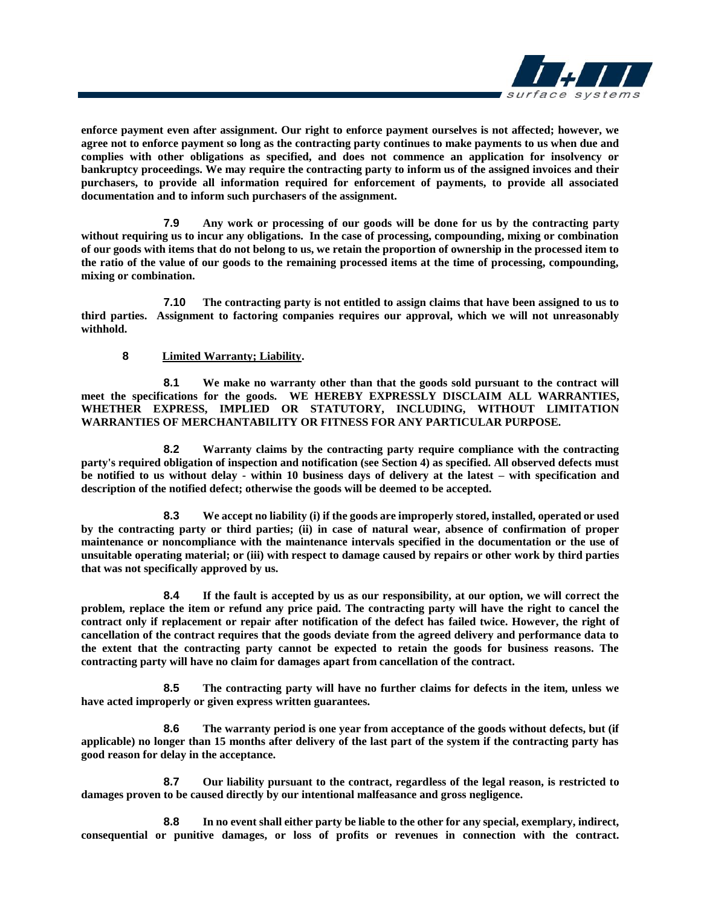**enforce payment even after assignment. Our right to enforce payment ourselves is not affected; however, we agree not to enforce payment so long as the contracting party continues to make payments to us when due and complies with other obligations as specified, and does not commence an application for insolvency or bankruptcy proceedings. We may require the contracting party to inform us of the assigned invoices and their purchasers, to provide all information required for enforcement of payments, to provide all associated documentation and to inform such purchasers of the assignment.**

**7.9 Any work or processing of our goods will be done for us by the contracting party without requiring us to incur any obligations. In the case of processing, compounding, mixing or combination of our goods with items that do not belong to us, we retain the proportion of ownership in the processed item to the ratio of the value of our goods to the remaining processed items at the time of processing, compounding, mixing or combination.**

**7.10 The contracting party is not entitled to assign claims that have been assigned to us to third parties. Assignment to factoring companies requires our approval, which we will not unreasonably withhold.**

## 8 Limited Warranty; Liability.

**8.1 We make no warranty other than that the goods sold pursuant to the contract will meet the specifications for the goods. WE HEREBY EXPRESSLY DISCLAIM ALL WARRANTIES, WHETHER EXPRESS, IMPLIED OR STATUTORY, INCLUDING, WITHOUT LIMITATION WARRANTIES OF MERCHANTABILITY OR FITNESS FOR ANY PARTICULAR PURPOSE.**

**8.2 Warranty claims by the contracting party require compliance with the contracting party's required obligation of inspection and notification (see Section 4) as specified. All observed defects must be notified to us without delay - within 10 business days of delivery at the latest – with specification and description of the notified defect; otherwise the goods will be deemed to be accepted.**

**8.3 We accept no liability (i) if the goods are improperly stored, installed, operated or used by the contracting party or third parties; (ii) in case of natural wear, absence of confirmation of proper maintenance or noncompliance with the maintenance intervals specified in the documentation or the use of unsuitable operating material; or (iii) with respect to damage caused by repairs or other work by third parties that was not specifically approved by us.**

**8.4 If the fault is accepted by us as our responsibility, at our option, we will correct the problem, replace the item or refund any price paid. The contracting party will have the right to cancel the contract only if replacement or repair after notification of the defect has failed twice. However, the right of cancellation of the contract requires that the goods deviate from the agreed delivery and performance data to the extent that the contracting party cannot be expected to retain the goods for business reasons. The contracting party will have no claim for damages apart from cancellation of the contract.**

**8.5 The contracting party will have no further claims for defects in the item, unless we have acted improperly or given express written guarantees.**

**8.6 The warranty period is one year from acceptance of the goods without defects, but (if applicable) no longer than 15 months after delivery of the last part of the system if the contracting party has good reason for delay in the acceptance.**

**8.7 Our liability pursuant to the contract, regardless of the legal reason, is restricted to damages proven to be caused directly by our intentional malfeasance and gross negligence.**

**8.8 In no event shall either party be liable to the other for any special, exemplary, indirect, consequential or punitive damages, or loss of profits or revenues in connection with the contract.**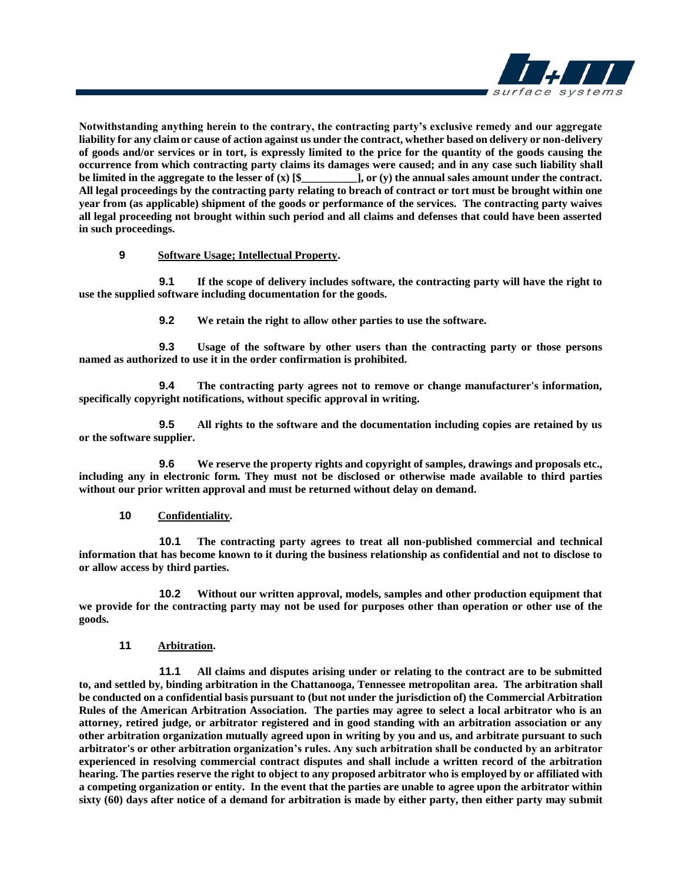**Notwithstanding anything herein to the contrary, the contracting party's exclusive remedy and our aggregate liability for any claim or cause of action against us under the contract, whether based on delivery or non-delivery of goods and/or services or in tort, is expressly limited to the price for the quantity of the goods causing the occurrence from which contracting party claims its damages were caused; and in any case such liability shall be limited in the aggregate to the lesser of (x) [$__________], or (y) the annual sales amount under the contract. All legal proceedings by the contracting party relating to breach of contract or tort must be brought within one year from (as applicable) shipment of the goods or performance of the services. The contracting party waives all legal proceeding not brought within such period and all claims and defenses that could have been asserted in such proceedings.**

**9 Software Usage; Intellectual Property.**

**9.1 If the scope of delivery includes software, the contracting party will have the right to use the supplied software including documentation for the goods.**

**9.2 We retain the right to allow other parties to use the software.**

**9.3 Usage of the software by other users than the contracting party or those persons named as authorized to use it in the order confirmation is prohibited.**

**9.4 The contracting party agrees not to remove or change manufacturer's information, specifically copyright notifications, without specific approval in writing.**

**9.5 All rights to the software and the documentation including copies are retained by us or the software supplier.**

**9.6 We reserve the property rights and copyright of samples, drawings and proposals etc., including any in electronic form. They must not be disclosed or otherwise made available to third parties without our prior written approval and must be returned without delay on demand.**

**10 Confidentiality.**

**10.1 The contracting party agrees to treat all non-published commercial and technical information that has become known to it during the business relationship as confidential and not to disclose to or allow access by third parties.**

**10.2 Without our written approval, models, samples and other production equipment that we provide for the contracting party may not be used for purposes other than operation or other use of the goods.**

**11 Arbitration.**

**11.1 All claims and disputes arising under or relating to the contract are to be submitted to, and settled by, binding arbitration in the Chattanooga, Tennessee metropolitan area. The arbitration shall be conducted on a confidential basis pursuant to (but not under the jurisdiction of) the Commercial Arbitration Rules of the American Arbitration Association. The parties may agree to select a local arbitrator who is an attorney, retired judge, or arbitrator registered and in good standing with an arbitration association or any other arbitration organization mutually agreed upon in writing by you and us, and arbitrate pursuant to such arbitrator's or other arbitration organization's rules. Any such arbitration shall be conducted by an arbitrator experienced in resolving commercial contract disputes and shall include a written record of the arbitration hearing. The parties reserve the right to object to any proposed arbitrator who is employed by or affiliated with a competing organization or entity. In the event that the parties are unable to agree upon the arbitrator within sixty (60) days after notice of a demand for arbitration is made by either party, then either party may submit**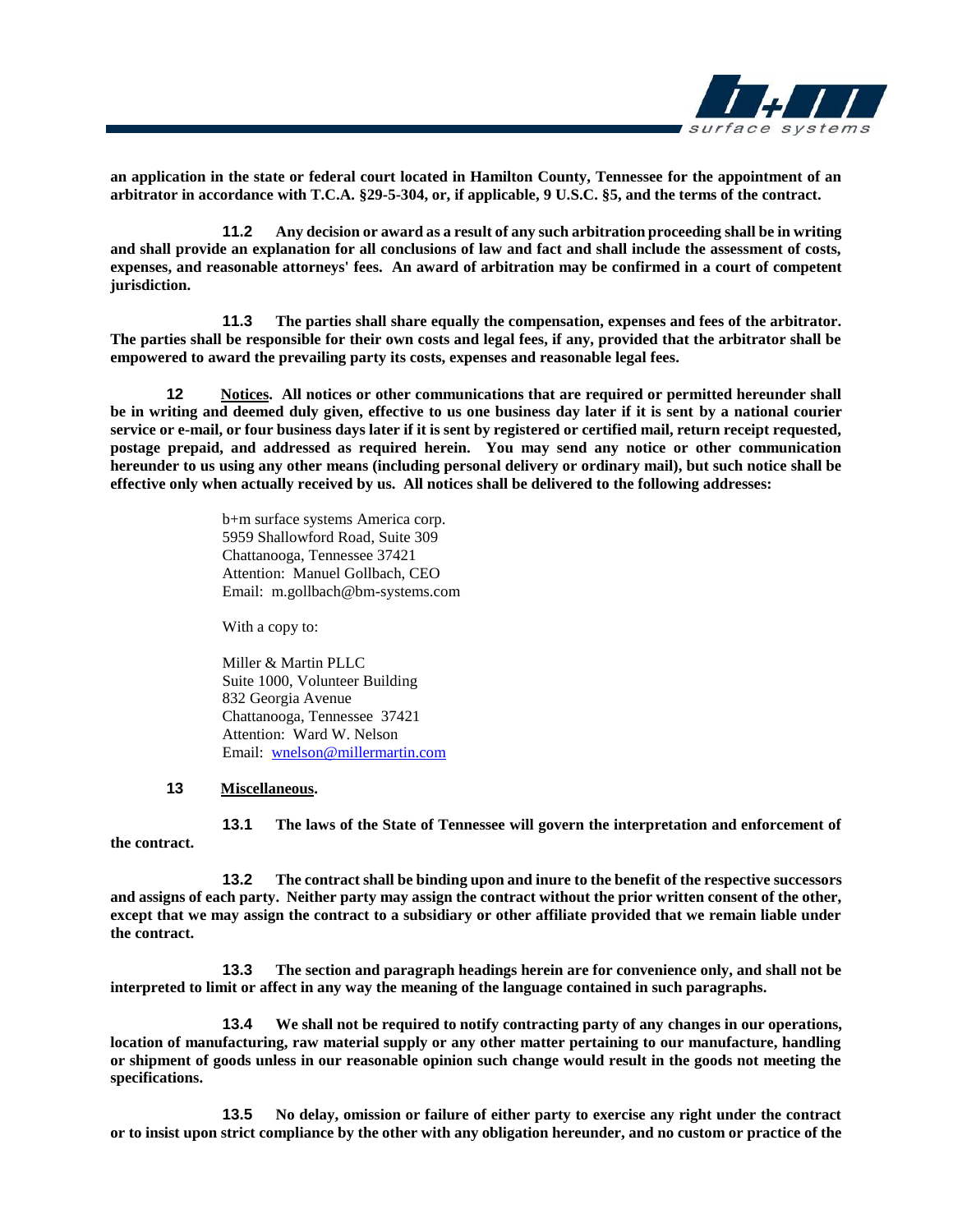**an application in the state or federal court located in Hamilton County, Tennessee for the appointment of an arbitrator in accordance with T.C.A. §29-5-304, or, if applicable, 9 U.S.C. §5, and the terms of the contract.**

**11.2 Any decision or award as a result of any such arbitration proceeding shall be in writing and shall provide an explanation for all conclusions of law and fact and shall include the assessment of costs, expenses, and reasonable attorneys' fees. An award of arbitration may be confirmed in a court of competent jurisdiction.**

**11.3 The parties shall share equally the compensation, expenses and fees of the arbitrator. The parties shall be responsible for their own costs and legal fees, if any, provided that the arbitrator shall be empowered to award the prevailing party its costs, expenses and reasonable legal fees.**

**12 <u>Notices</u>. All notices or other communications that are required or permitted hereunder shall be in writing and deemed duly given, effective to us one business day later if it is sent by a national courier service or e-mail, or four business days later if it is sent by registered or certified mail, return receipt requested, postage prepaid, and addressed as required herein. You may send any notice or other communication hereunder to us using any other means (including personal delivery or ordinary mail), but such notice shall be effective only when actually received by us. All notices shall be delivered to the following addresses:**

b+m surface systems America corp.
5959 Shallowford Road, Suite 309
Chattanooga, Tennessee 37421
Attention: Manuel Gollbach, CEO
Email: m.gollbach@bm-systems.com

With a copy to:

Miller & Martin PLLC
Suite 1000, Volunteer Building
832 Georgia Avenue
Chattanooga, Tennessee 37421
Attention: Ward W. Nelson
Email: wnelson@millermartin.com

**13 <u>Miscellaneous</u>.**

**13.1 The laws of the State of Tennessee will govern the interpretation and enforcement of the contract.**

**13.2 The contract shall be binding upon and inure to the benefit of the respective successors and assigns of each party. Neither party may assign the contract without the prior written consent of the other, except that we may assign the contract to a subsidiary or other affiliate provided that we remain liable under the contract.**

**13.3 The section and paragraph headings herein are for convenience only, and shall not be interpreted to limit or affect in any way the meaning of the language contained in such paragraphs.**

**13.4 We shall not be required to notify contracting party of any changes in our operations, location of manufacturing, raw material supply or any other matter pertaining to our manufacture, handling or shipment of goods unless in our reasonable opinion such change would result in the goods not meeting the specifications.**

**13.5 No delay, omission or failure of either party to exercise any right under the contract or to insist upon strict compliance by the other with any obligation hereunder, and no custom or practice of the**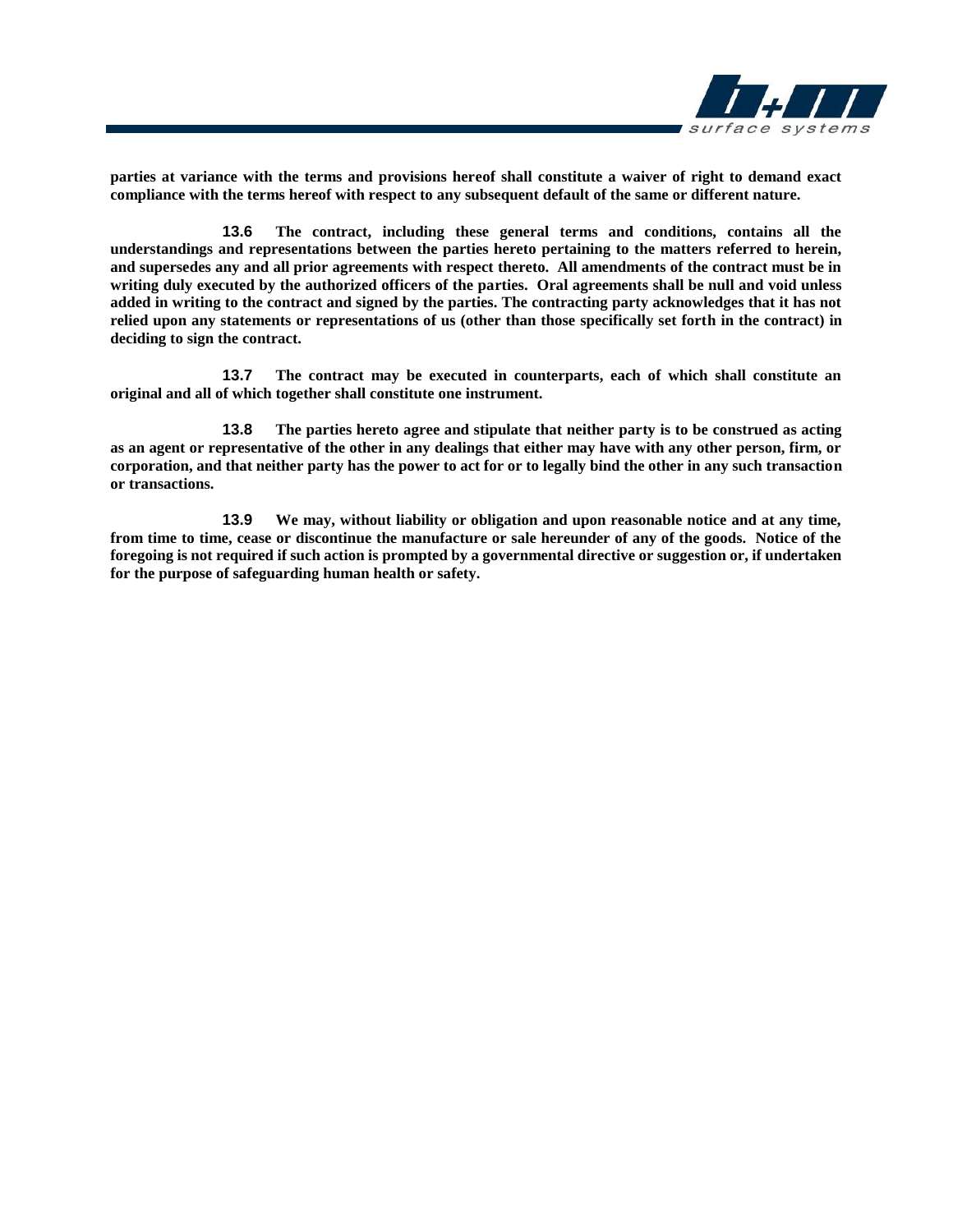**parties at variance with the terms and provisions hereof shall constitute a waiver of right to demand exact compliance with the terms hereof with respect to any subsequent default of the same or different nature.**

**13.6 The contract, including these general terms and conditions, contains all the understandings and representations between the parties hereto pertaining to the matters referred to herein, and supersedes any and all prior agreements with respect thereto. All amendments of the contract must be in writing duly executed by the authorized officers of the parties. Oral agreements shall be null and void unless added in writing to the contract and signed by the parties. The contracting party acknowledges that it has not relied upon any statements or representations of us (other than those specifically set forth in the contract) in deciding to sign the contract.**

**13.7 The contract may be executed in counterparts, each of which shall constitute an original and all of which together shall constitute one instrument.**

**13.8 The parties hereto agree and stipulate that neither party is to be construed as acting as an agent or representative of the other in any dealings that either may have with any other person, firm, or corporation, and that neither party has the power to act for or to legally bind the other in any such transaction or transactions.**

**13.9 We may, without liability or obligation and upon reasonable notice and at any time, from time to time, cease or discontinue the manufacture or sale hereunder of any of the goods. Notice of the foregoing is not required if such action is prompted by a governmental directive or suggestion or, if undertaken for the purpose of safeguarding human health or safety.**